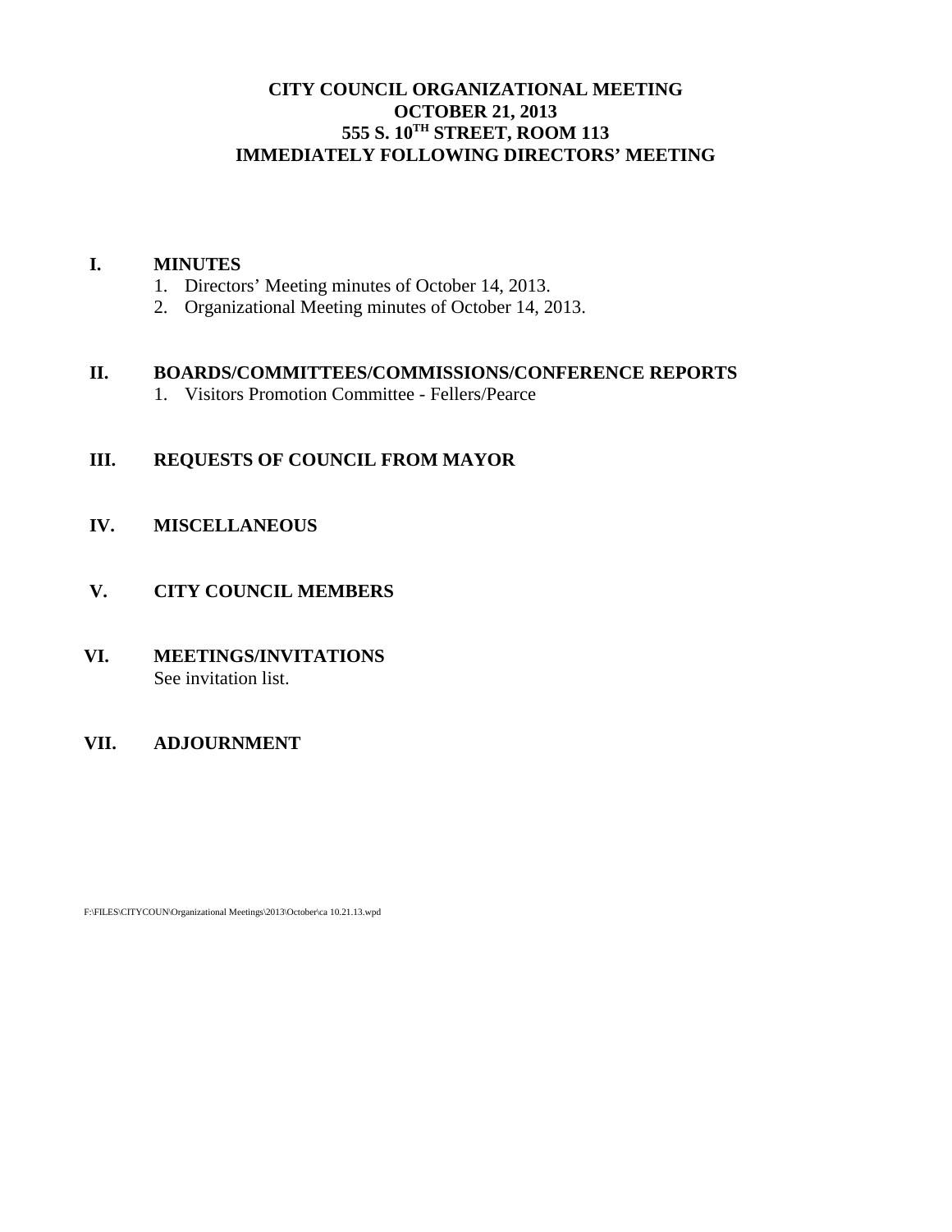# CITY COUNCIL ORGANIZATIONAL MEETING
# OCTOBER 21, 2013
# 555 S. 10TH STREET, ROOM 113
# IMMEDIATELY FOLLOWING DIRECTORS' MEETING

## I. MINUTES

1. Directors' Meeting minutes of October 14, 2013.
2. Organizational Meeting minutes of October 14, 2013.

## II. BOARDS/COMMITTEES/COMMISSIONS/CONFERENCE REPORTS

1. Visitors Promotion Committee - Fellers/Pearce

## III. REQUESTS OF COUNCIL FROM MAYOR

## IV. MISCELLANEOUS

## V. CITY COUNCIL MEMBERS

## VI. MEETINGS/INVITATIONS

See invitation list.

## VII. ADJOURNMENT

F:\FILES\CITYCOUN\Organizational Meetings\2013\October\ca 10.21.13.wpd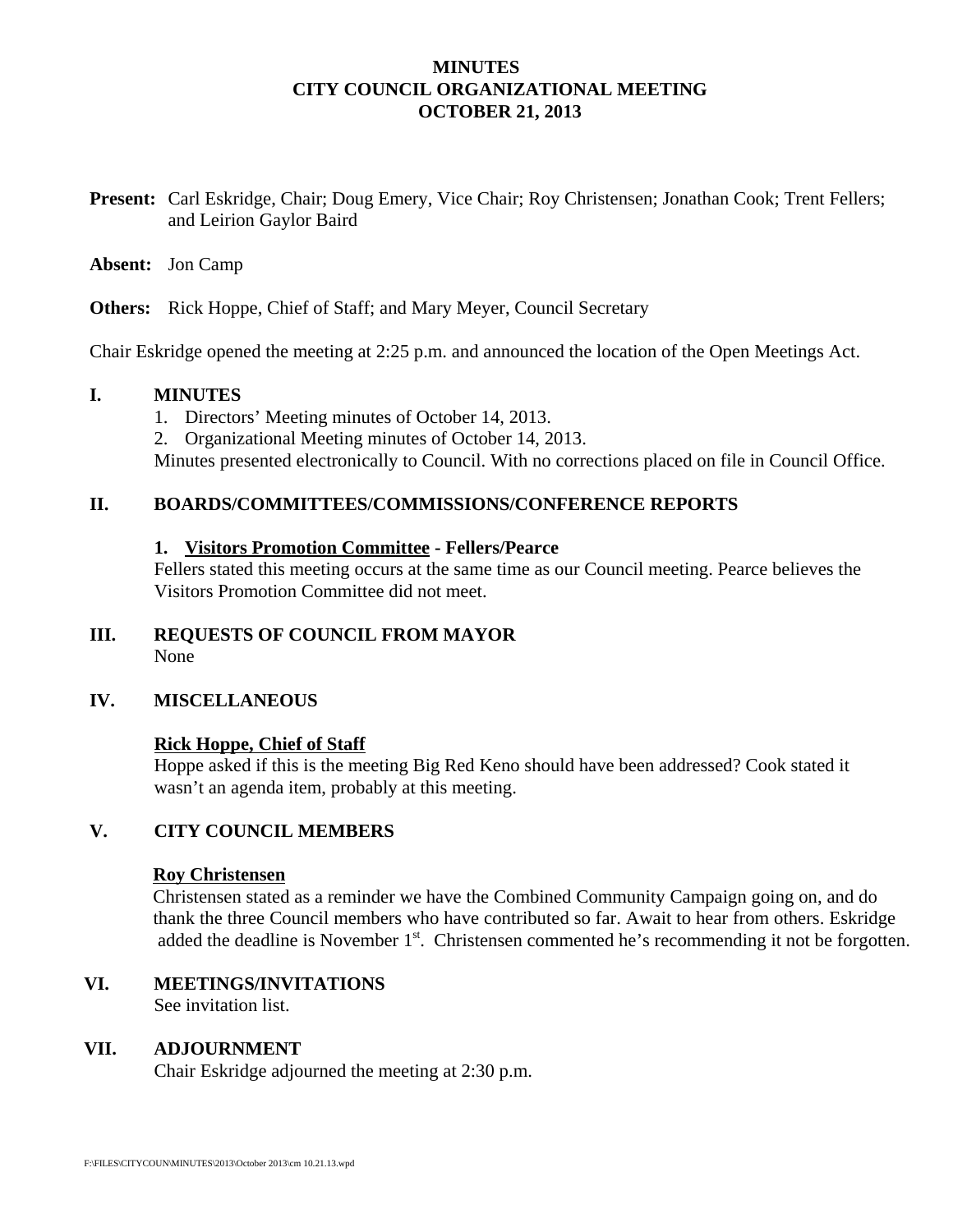# MINUTES
# CITY COUNCIL ORGANIZATIONAL MEETING
# OCTOBER 21, 2013

**Present:** Carl Eskridge, Chair; Doug Emery, Vice Chair; Roy Christensen; Jonathan Cook; Trent Fellers; and Leirion Gaylor Baird

**Absent:** Jon Camp

**Others:** Rick Hoppe, Chief of Staff; and Mary Meyer, Council Secretary

Chair Eskridge opened the meeting at 2:25 p.m. and announced the location of the Open Meetings Act.

## I. MINUTES

1. Directors' Meeting minutes of October 14, 2013.
2. Organizational Meeting minutes of October 14, 2013.

Minutes presented electronically to Council. With no corrections placed on file in Council Office.

## II. BOARDS/COMMITTEES/COMMISSIONS/CONFERENCE REPORTS

**1. Visitors Promotion Committee - Fellers/Pearce**

Fellers stated this meeting occurs at the same time as our Council meeting. Pearce believes the Visitors Promotion Committee did not meet.

## III. REQUESTS OF COUNCIL FROM MAYOR

None

## IV. MISCELLANEOUS

**Rick Hoppe, Chief of Staff**

Hoppe asked if this is the meeting Big Red Keno should have been addressed? Cook stated it wasn't an agenda item, probably at this meeting.

## V. CITY COUNCIL MEMBERS

**Roy Christensen**

Christensen stated as a reminder we have the Combined Community Campaign going on, and do thank the three Council members who have contributed so far. Await to hear from others. Eskridge added the deadline is November 1st. Christensen commented he's recommending it not be forgotten.

## VI. MEETINGS/INVITATIONS

See invitation list.

## VII. ADJOURNMENT

Chair Eskridge adjourned the meeting at 2:30 p.m.

F:\FILES\CITYCOUN\MINUTES\2013\October 2013\cm 10.21.13.wpd